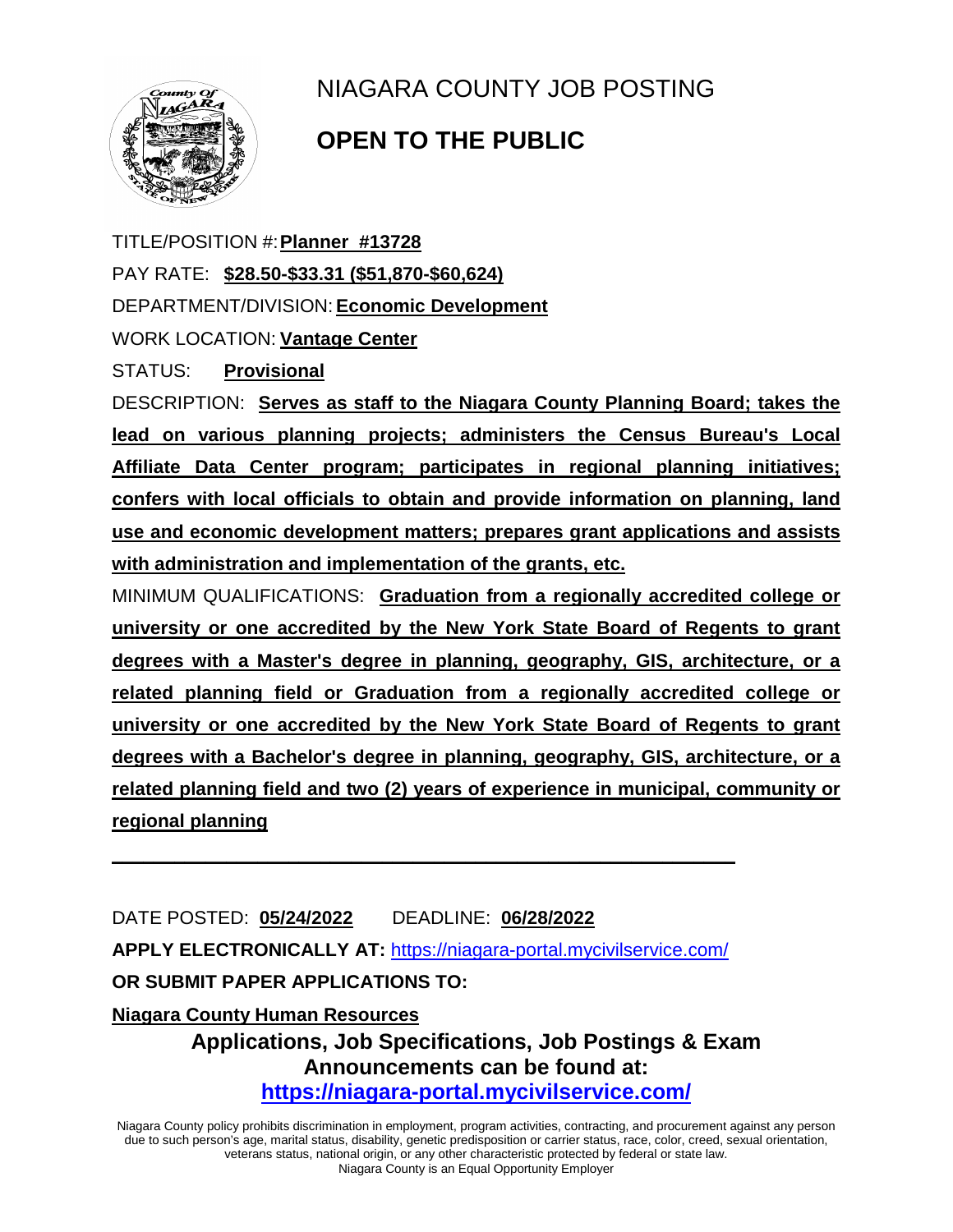# NIAGARA COUNTY JOB POSTING

## OPEN TO THE PUBLIC

TITLE/POSITION #: **Planner #13728**

PAY RATE: **$28.50-$33.31 ($51,870-$60,624)**

DEPARTMENT/DIVISION: **Economic Development**

WORK LOCATION: **Vantage Center**

STATUS: **Provisional**

DESCRIPTION: **Serves as staff to the Niagara County Planning Board; takes the lead on various planning projects; administers the Census Bureau's Local Affiliate Data Center program; participates in regional planning initiatives; confers with local officials to obtain and provide information on planning, land use and economic development matters; prepares grant applications and assists with administration and implementation of the grants, etc.**

MINIMUM QUALIFICATIONS: **Graduation from a regionally accredited college or university or one accredited by the New York State Board of Regents to grant degrees with a Master's degree in planning, geography, GIS, architecture, or a related planning field or Graduation from a regionally accredited college or university or one accredited by the New York State Board of Regents to grant degrees with a Bachelor's degree in planning, geography, GIS, architecture, or a related planning field and two (2) years of experience in municipal, community or regional planning**

---

DATE POSTED: **05/24/2022** DEADLINE: **06/28/2022**

**APPLY ELECTRONICALLY AT:** https://niagara-portal.mycivilservice.com/

**OR SUBMIT PAPER APPLICATIONS TO:**

**Niagara County Human Resources**

**Applications, Job Specifications, Job Postings & Exam Announcements can be found at:**
**https://niagara-portal.mycivilservice.com/**

Niagara County policy prohibits discrimination in employment, program activities, contracting, and procurement against any person due to such person's age, marital status, disability, genetic predisposition or carrier status, race, color, creed, sexual orientation, veterans status, national origin, or any other characteristic protected by federal or state law.
Niagara County is an Equal Opportunity Employer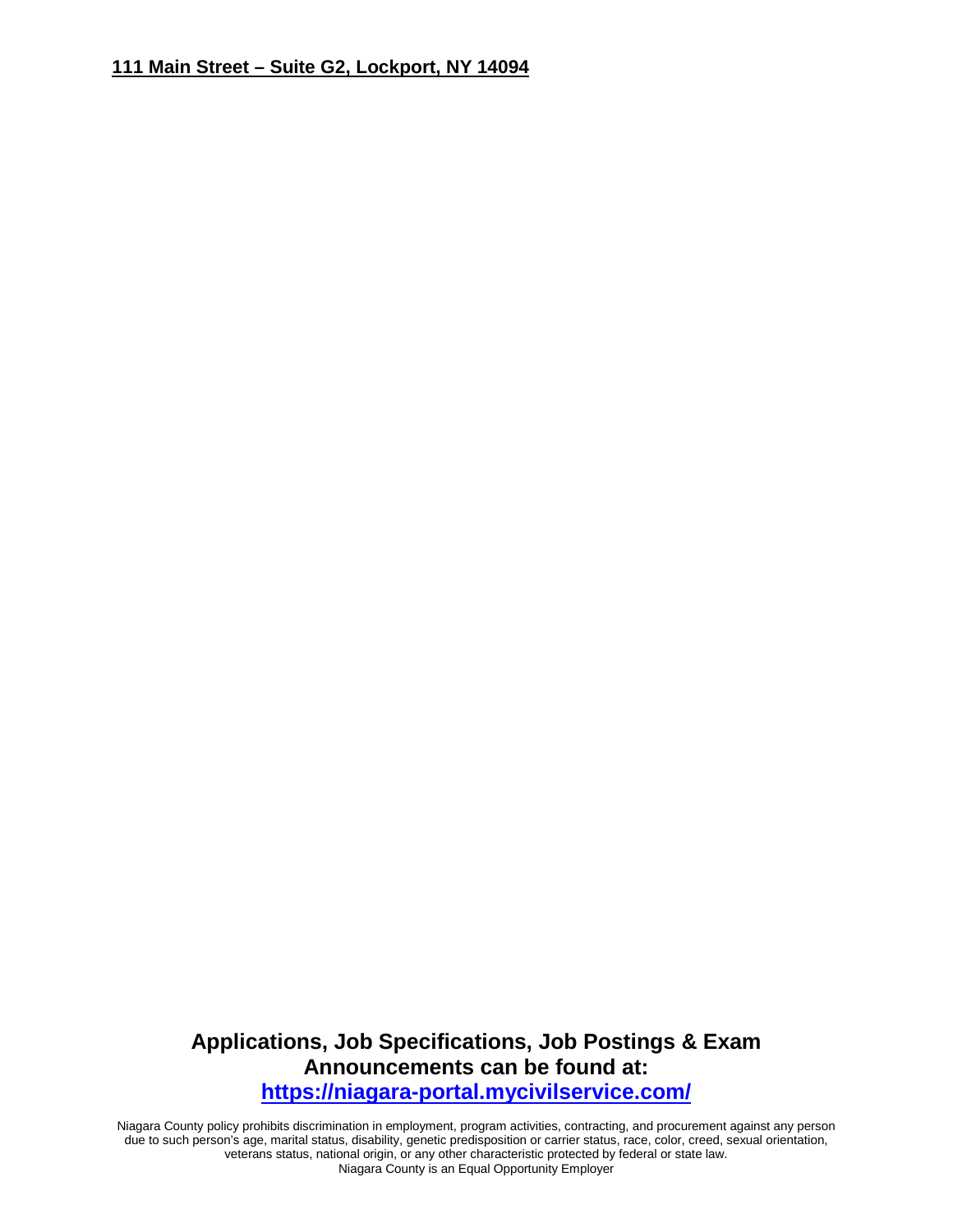**111 Main Street – Suite G2, Lockport, NY 14094**

**Applications, Job Specifications, Job Postings & Exam Announcements can be found at:**
**https://niagara-portal.mycivilservice.com/**

Niagara County policy prohibits discrimination in employment, program activities, contracting, and procurement against any person due to such person's age, marital status, disability, genetic predisposition or carrier status, race, color, creed, sexual orientation, veterans status, national origin, or any other characteristic protected by federal or state law.
Niagara County is an Equal Opportunity Employer